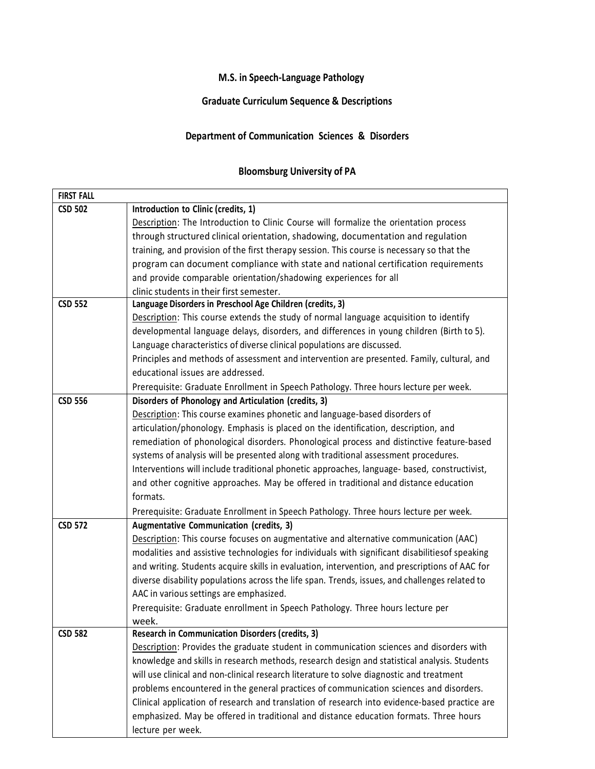# M.S. in Speech-Language Pathology

## Graduate Curriculum Sequence & Descriptions

## Department of Communication Sciences & Disorders

## Bloomsburg University of PA

| FIRST FALL | |
|---|---|
| CSD 502 | **Introduction to Clinic (credits, 1)**<br>Description: The Introduction to Clinic Course will formalize the orientation process through structured clinical orientation, shadowing, documentation and regulation training, and provision of the first therapy session. This course is necessary so that the program can document compliance with state and national certification requirements and provide comparable orientation/shadowing experiences for all clinic students in their first semester. |
| CSD 552 | **Language Disorders in Preschool Age Children (credits, 3)**<br>Description: This course extends the study of normal language acquisition to identify developmental language delays, disorders, and differences in young children (Birth to 5). Language characteristics of diverse clinical populations are discussed.<br>Principles and methods of assessment and intervention are presented. Family, cultural, and educational issues are addressed.<br>Prerequisite: Graduate Enrollment in Speech Pathology. Three hours lecture per week. |
| CSD 556 | **Disorders of Phonology and Articulation (credits, 3)**<br>Description: This course examines phonetic and language-based disorders of articulation/phonology. Emphasis is placed on the identification, description, and remediation of phonological disorders. Phonological process and distinctive feature-based systems of analysis will be presented along with traditional assessment procedures. Interventions will include traditional phonetic approaches, language- based, constructivist, and other cognitive approaches. May be offered in traditional and distance education formats.<br>Prerequisite: Graduate Enrollment in Speech Pathology. Three hours lecture per week. |
| CSD 572 | **Augmentative Communication (credits, 3)**<br>Description: This course focuses on augmentative and alternative communication (AAC) modalities and assistive technologies for individuals with significant disabilitiesof speaking and writing. Students acquire skills in evaluation, intervention, and prescriptions of AAC for diverse disability populations across the life span. Trends, issues, and challenges related to AAC in various settings are emphasized.<br>Prerequisite: Graduate enrollment in Speech Pathology. Three hours lecture per week. |
| CSD 582 | **Research in Communication Disorders (credits, 3)**<br>Description: Provides the graduate student in communication sciences and disorders with knowledge and skills in research methods, research design and statistical analysis. Students will use clinical and non-clinical research literature to solve diagnostic and treatment problems encountered in the general practices of communication sciences and disorders. Clinical application of research and translation of research into evidence-based practice are emphasized. May be offered in traditional and distance education formats. Three hours lecture per week. |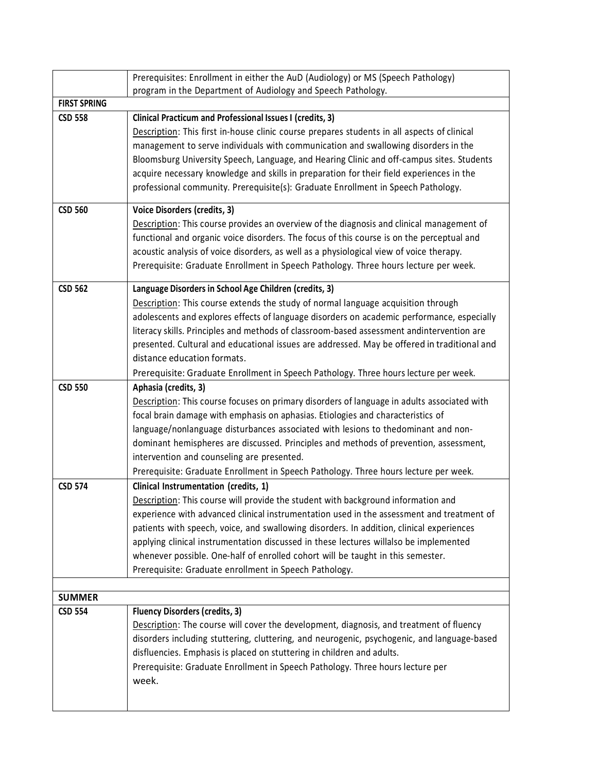| | |
|---|---|
| | Prerequisites: Enrollment in either the AuD (Audiology) or MS (Speech Pathology) program in the Department of Audiology and Speech Pathology. |
| **FIRST SPRING** | |
| **CSD 558** | **Clinical Practicum and Professional Issues I (credits, 3)**<br>Description: This first in-house clinic course prepares students in all aspects of clinical management to serve individuals with communication and swallowing disorders in the Bloomsburg University Speech, Language, and Hearing Clinic and off-campus sites. Students acquire necessary knowledge and skills in preparation for their field experiences in the professional community. Prerequisite(s): Graduate Enrollment in Speech Pathology. |
| **CSD 560** | **Voice Disorders (credits, 3)**<br>Description: This course provides an overview of the diagnosis and clinical management of functional and organic voice disorders. The focus of this course is on the perceptual and acoustic analysis of voice disorders, as well as a physiological view of voice therapy. Prerequisite: Graduate Enrollment in Speech Pathology. Three hours lecture per week. |
| **CSD 562** | **Language Disorders in School Age Children (credits, 3)**<br>Description: This course extends the study of normal language acquisition through adolescents and explores effects of language disorders on academic performance, especially literacy skills. Principles and methods of classroom-based assessment andintervention are presented. Cultural and educational issues are addressed. May be offered in traditional and distance education formats.<br>Prerequisite: Graduate Enrollment in Speech Pathology. Three hours lecture per week. |
| **CSD 550** | **Aphasia (credits, 3)**<br>Description: This course focuses on primary disorders of language in adults associated with focal brain damage with emphasis on aphasias. Etiologies and characteristics of language/nonlanguage disturbances associated with lesions to thedominant and non-dominant hemispheres are discussed. Principles and methods of prevention, assessment, intervention and counseling are presented.<br>Prerequisite: Graduate Enrollment in Speech Pathology. Three hours lecture per week. |
| **CSD 574** | **Clinical Instrumentation (credits, 1)**<br>Description: This course will provide the student with background information and experience with advanced clinical instrumentation used in the assessment and treatment of patients with speech, voice, and swallowing disorders. In addition, clinical experiences applying clinical instrumentation discussed in these lectures willalso be implemented whenever possible. One-half of enrolled cohort will be taught in this semester.<br>Prerequisite: Graduate enrollment in Speech Pathology. |
| | |
| **SUMMER** | |
| **CSD 554** | **Fluency Disorders (credits, 3)**<br>Description: The course will cover the development, diagnosis, and treatment of fluency disorders including stuttering, cluttering, and neurogenic, psychogenic, and language-based disfluencies. Emphasis is placed on stuttering in children and adults.<br>Prerequisite: Graduate Enrollment in Speech Pathology. Three hours lecture per week. |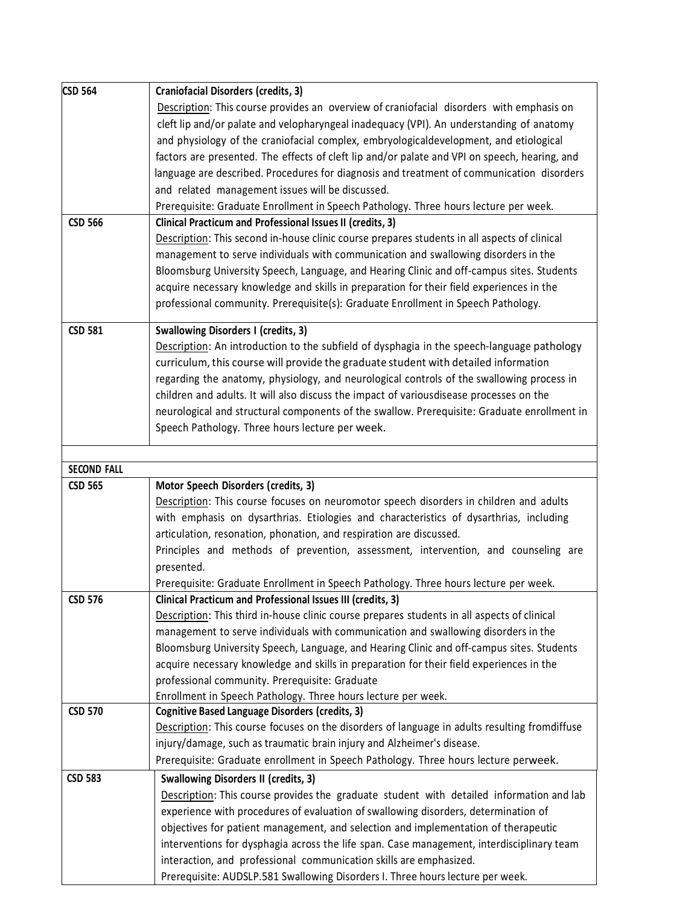| | |
|---|---|
| **CSD 564** | **Craniofacial Disorders (credits, 3)**<br>Description: This course provides an overview of craniofacial disorders with emphasis on cleft lip and/or palate and velopharyngeal inadequacy (VPI). An understanding of anatomy and physiology of the craniofacial complex, embryologicaldevelopment, and etiological factors are presented. The effects of cleft lip and/or palate and VPI on speech, hearing, and language are described. Procedures for diagnosis and treatment of communication disorders and related management issues will be discussed.<br>Prerequisite: Graduate Enrollment in Speech Pathology. Three hours lecture per week. |
| **CSD 566** | **Clinical Practicum and Professional Issues II (credits, 3)**<br>Description: This second in-house clinic course prepares students in all aspects of clinical management to serve individuals with communication and swallowing disorders in the Bloomsburg University Speech, Language, and Hearing Clinic and off-campus sites. Students acquire necessary knowledge and skills in preparation for their field experiences in the professional community. Prerequisite(s): Graduate Enrollment in Speech Pathology. |
| **CSD 581** | **Swallowing Disorders I (credits, 3)**<br>Description: An introduction to the subfield of dysphagia in the speech-language pathology curriculum, this course will provide the graduate student with detailed information regarding the anatomy, physiology, and neurological controls of the swallowing process in children and adults. It will also discuss the impact of variousdisease processes on the neurological and structural components of the swallow. Prerequisite: Graduate enrollment in Speech Pathology. Three hours lecture per week. |
| | |
| **SECOND FALL** | |
| **CSD 565** | **Motor Speech Disorders (credits, 3)**<br>Description: This course focuses on neuromotor speech disorders in children and adults with emphasis on dysarthrias. Etiologies and characteristics of dysarthrias, including articulation, resonation, phonation, and respiration are discussed.<br>Principles and methods of prevention, assessment, intervention, and counseling are presented.<br>Prerequisite: Graduate Enrollment in Speech Pathology. Three hours lecture per week. |
| **CSD 576** | **Clinical Practicum and Professional Issues III (credits, 3)**<br>Description: This third in-house clinic course prepares students in all aspects of clinical management to serve individuals with communication and swallowing disorders in the Bloomsburg University Speech, Language, and Hearing Clinic and off-campus sites. Students acquire necessary knowledge and skills in preparation for their field experiences in the professional community. Prerequisite: Graduate Enrollment in Speech Pathology. Three hours lecture per week. |
| **CSD 570** | **Cognitive Based Language Disorders (credits, 3)**<br>Description: This course focuses on the disorders of language in adults resulting fromdiffuse injury/damage, such as traumatic brain injury and Alzheimer's disease.<br>Prerequisite: Graduate enrollment in Speech Pathology. Three hours lecture perweek. |
| **CSD 583** | **Swallowing Disorders II (credits, 3)**<br>Description: This course provides the graduate student with detailed information and lab experience with procedures of evaluation of swallowing disorders, determination of objectives for patient management, and selection and implementation of therapeutic interventions for dysphagia across the life span. Case management, interdisciplinary team interaction, and professional communication skills are emphasized.<br>Prerequisite: AUDSLP.581 Swallowing Disorders I. Three hours lecture per week. |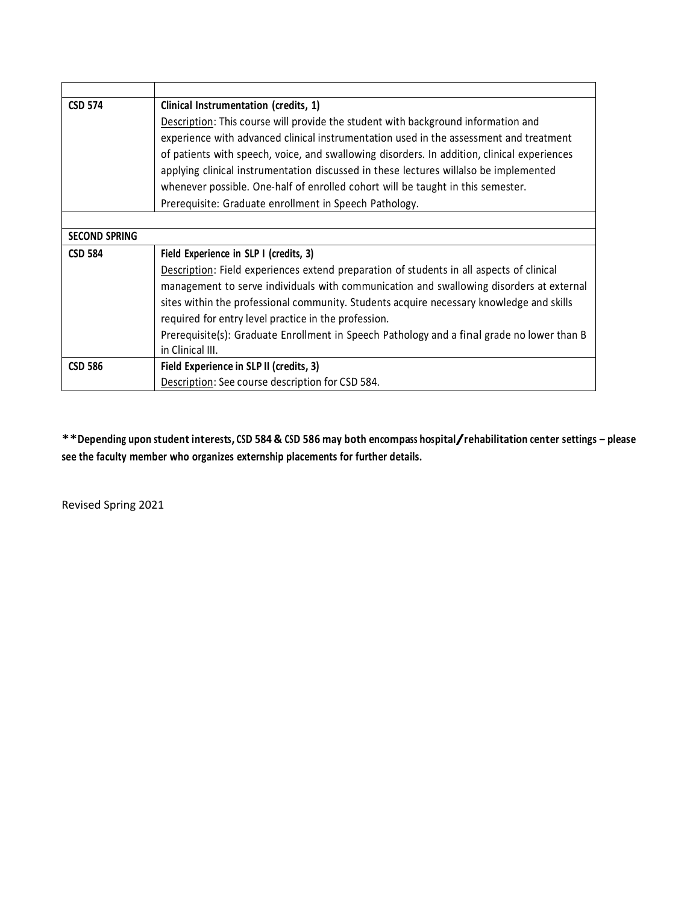| | |
|---|---|
| **CSD 574** | **Clinical Instrumentation (credits, 1)**<br>Description: This course will provide the student with background information and experience with advanced clinical instrumentation used in the assessment and treatment of patients with speech, voice, and swallowing disorders. In addition, clinical experiences applying clinical instrumentation discussed in these lectures willalso be implemented whenever possible. One-half of enrolled cohort will be taught in this semester.<br>Prerequisite: Graduate enrollment in Speech Pathology. |
| | |
| **SECOND SPRING** | |
| **CSD 584** | **Field Experience in SLP I (credits, 3)**<br>Description: Field experiences extend preparation of students in all aspects of clinical management to serve individuals with communication and swallowing disorders at external sites within the professional community. Students acquire necessary knowledge and skills required for entry level practice in the profession.<br>Prerequisite(s): Graduate Enrollment in Speech Pathology and a final grade no lower than B in Clinical III. |
| **CSD 586** | **Field Experience in SLP II (credits, 3)**<br>Description: See course description for CSD 584. |

****Depending upon student interests, CSD 584 & CSD 586 may both encompass hospital/rehabilitation center settings – please see the faculty member who organizes externship placements for further details.**

Revised Spring 2021